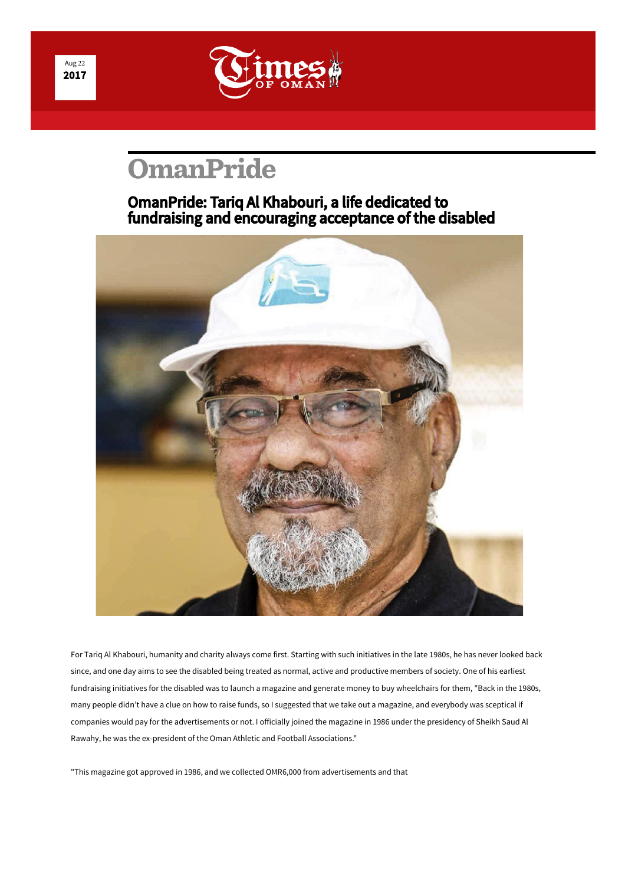# OmanPride

## OmanPride: Tariq Al Khabouri, a life dedicated to fundraising and encouraging acceptance of the disabled

For Tariq Al Khabouri, humanity and charity always come first. Starting with such initiatives in the late 1980s, he has never looked back since, and one day aims to see the disabled being treated as normal, active and productive members of society. One of his earliest fundraising initiatives for the disabled was to launch a magazine and generate money to buy wheelchairs for them, "Back in the 1980s, many people didn't have a clue on how to raise funds, so I suggested that we take out a magazine, and everybody was sceptical if companies would pay for the advertisements or not. I officially joined the magazine in 1986 under the presidency of Sheikh Saud Al Rawahy, he was the ex-president of the Oman Athletic and Football Associations."

"This magazine got approved in 1986, and we collected OMR6,000 from advertisements and that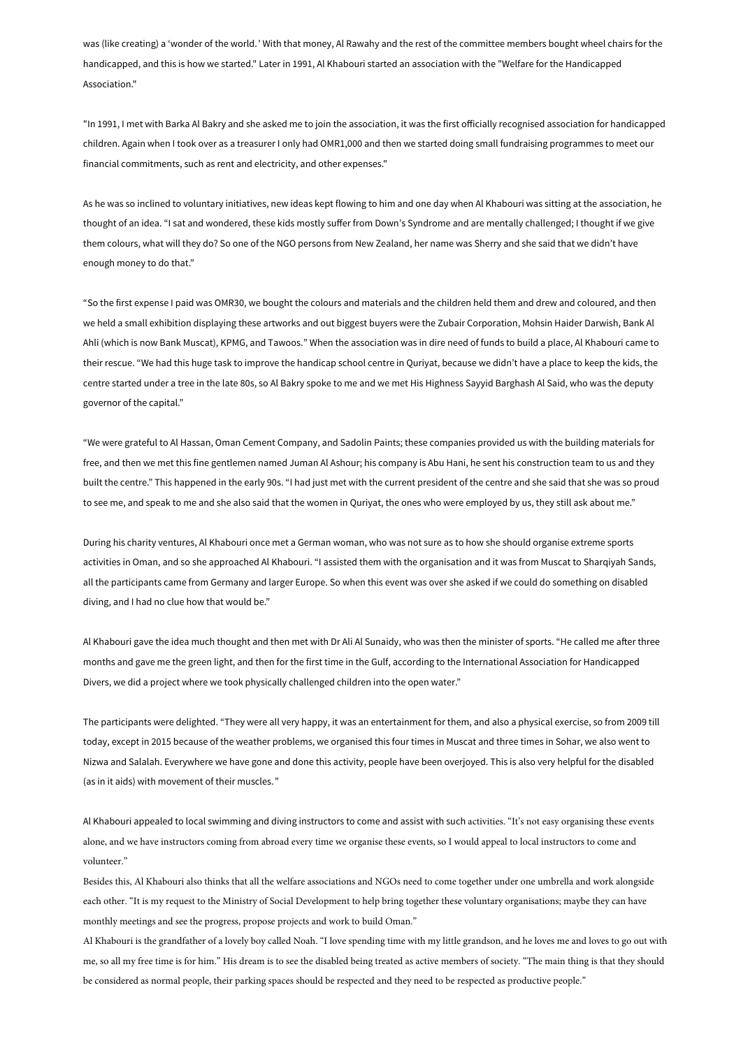was (like creating) a 'wonder of the world.' With that money, Al Rawahy and the rest of the committee members bought wheel chairs for the handicapped, and this is how we started." Later in 1991, Al Khabouri started an association with the "Welfare for the Handicapped Association."

"In 1991, I met with Barka Al Bakry and she asked me to join the association, it was the first officially recognised association for handicapped children. Again when I took over as a treasurer I only had OMR1,000 and then we started doing small fundraising programmes to meet our financial commitments, such as rent and electricity, and other expenses."

As he was so inclined to voluntary initiatives, new ideas kept flowing to him and one day when Al Khabouri was sitting at the association, he thought of an idea. "I sat and wondered, these kids mostly suffer from Down's Syndrome and are mentally challenged; I thought if we give them colours, what will they do? So one of the NGO persons from New Zealand, her name was Sherry and she said that we didn't have enough money to do that."

"So the first expense I paid was OMR30, we bought the colours and materials and the children held them and drew and coloured, and then we held a small exhibition displaying these artworks and out biggest buyers were the Zubair Corporation, Mohsin Haider Darwish, Bank Al Ahli (which is now Bank Muscat), KPMG, and Tawoos." When the association was in dire need of funds to build a place, Al Khabouri came to their rescue. "We had this huge task to improve the handicap school centre in Quriyat, because we didn't have a place to keep the kids, the centre started under a tree in the late 80s, so Al Bakry spoke to me and we met His Highness Sayyid Barghash Al Said, who was the deputy governor of the capital."

"We were grateful to Al Hassan, Oman Cement Company, and Sadolin Paints; these companies provided us with the building materials for free, and then we met this fine gentlemen named Juman Al Ashour; his company is Abu Hani, he sent his construction team to us and they built the centre." This happened in the early 90s. "I had just met with the current president of the centre and she said that she was so proud to see me, and speak to me and she also said that the women in Quriyat, the ones who were employed by us, they still ask about me."

During his charity ventures, Al Khabouri once met a German woman, who was not sure as to how she should organise extreme sports activities in Oman, and so she approached Al Khabouri. "I assisted them with the organisation and it was from Muscat to Sharqiyah Sands, all the participants came from Germany and larger Europe. So when this event was over she asked if we could do something on disabled diving, and I had no clue how that would be."

Al Khabouri gave the idea much thought and then met with Dr Ali Al Sunaidy, who was then the minister of sports. "He called me after three months and gave me the green light, and then for the first time in the Gulf, according to the International Association for Handicapped Divers, we did a project where we took physically challenged children into the open water."

The participants were delighted. "They were all very happy, it was an entertainment for them, and also a physical exercise, so from 2009 till today, except in 2015 because of the weather problems, we organised this four times in Muscat and three times in Sohar, we also went to Nizwa and Salalah. Everywhere we have gone and done this activity, people have been overjoyed. This is also very helpful for the disabled (as in it aids) with movement of their muscles."

Al Khabouri appealed to local swimming and diving instructors to come and assist with such activities. "It's not easy organising these events alone, and we have instructors coming from abroad every time we organise these events, so I would appeal to local instructors to come and volunteer."

Besides this, Al Khabouri also thinks that all the welfare associations and NGOs need to come together under one umbrella and work alongside each other. "It is my request to the Ministry of Social Development to help bring together these voluntary organisations; maybe they can have monthly meetings and see the progress, propose projects and work to build Oman."

Al Khabouri is the grandfather of a lovely boy called Noah. "I love spending time with my little grandson, and he loves me and loves to go out with me, so all my free time is for him." His dream is to see the disabled being treated as active members of society. "The main thing is that they should be considered as normal people, their parking spaces should be respected and they need to be respected as productive people."